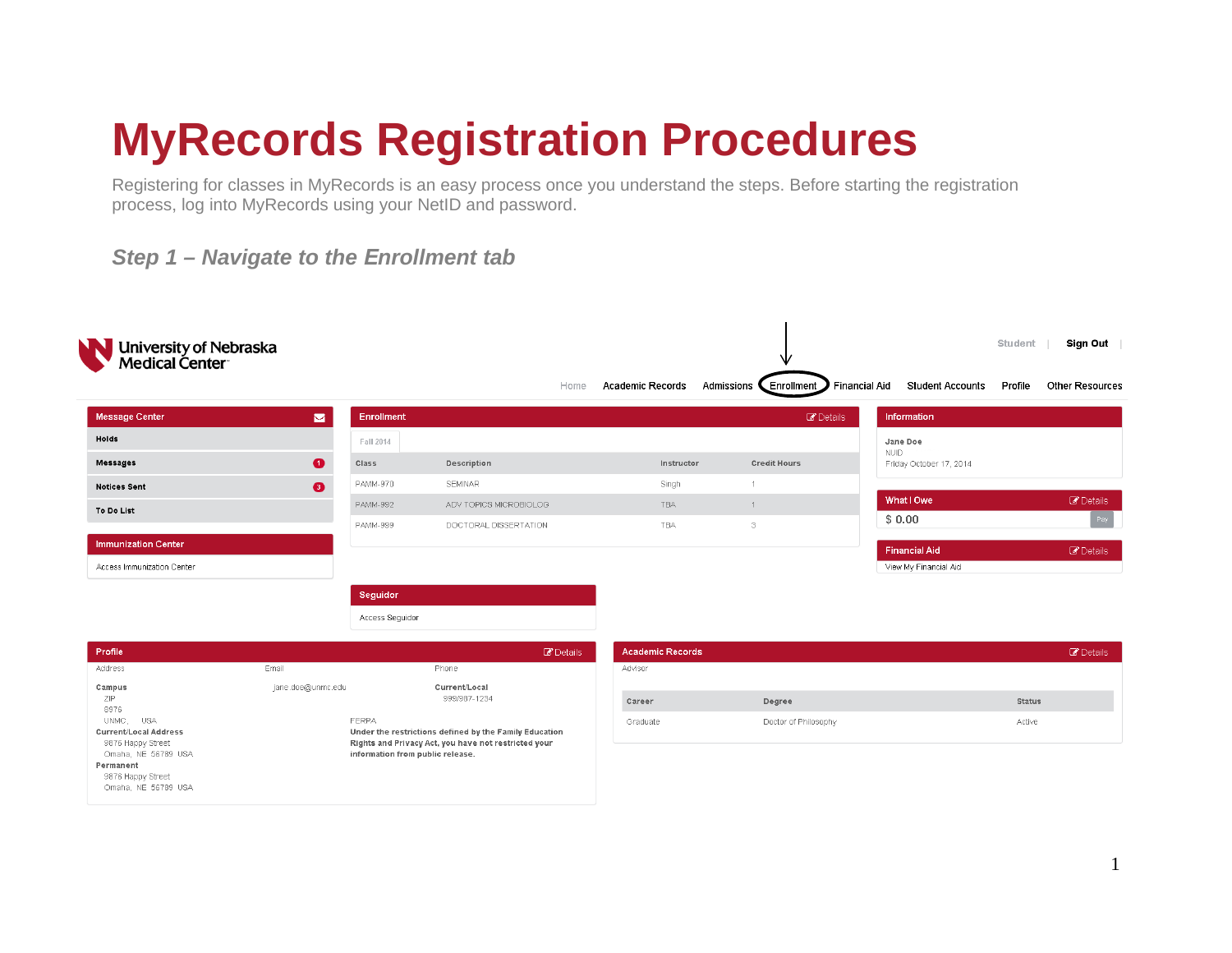# MyRecords Registration Procedures

Registering for classes in MyRecords is an easy process once you understand the steps. Before starting the registration process, log into MyRecords using your NetID and password.

### *Step 1 – Navigate to the Enrollment tab*

University of Nebraska Medical Center

Student | Sign Out |

Home   Academic Records   Admissions   Enrollment   Financial Aid   Student Accounts   Profile   Other Resources

**Message Center**

- Holds
- Messages 1
- Notices Sent 3
- To Do List

**Immunization Center**

Access Immunization Center

**Enrollment** — Details

Fall 2014

| Class | Description | Instructor | Credit Hours |
|---|---|---|---|
| PAMM-970 | SEMINAR | Singh | 1 |
| PAMM-992 | ADV TOPICS MICROBIOLOG | TBA | 1 |
| PAMM-999 | DOCTORAL DISSERTATION | TBA | 3 |

**Seguidor**

Access Seguidor

**Information**

Jane Doe
NUID
Friday October 17, 2014

**What I Owe** — Details

$ 0.00   Pay

**Financial Aid** — Details

View My Financial Aid

**Profile** — Details

Address   Email   Phone

**Campus**
ZIP
8976
UNMC,   USA

jane.doe@unmc.edu

**Current/Local**
999/987-1234

**Current/Local Address**
9876 Happy Street
Omaha, NE 56789 USA

**Permanent**
9876 Happy Street
Omaha, NE 56789 USA

FERPA
**Under the restrictions defined by the Family Education Rights and Privacy Act, you have not restricted your information from public release.**

**Academic Records** — Details

Advisor

| Career | Degree | Status |
|---|---|---|
| Graduate | Doctor of Philosophy | Active |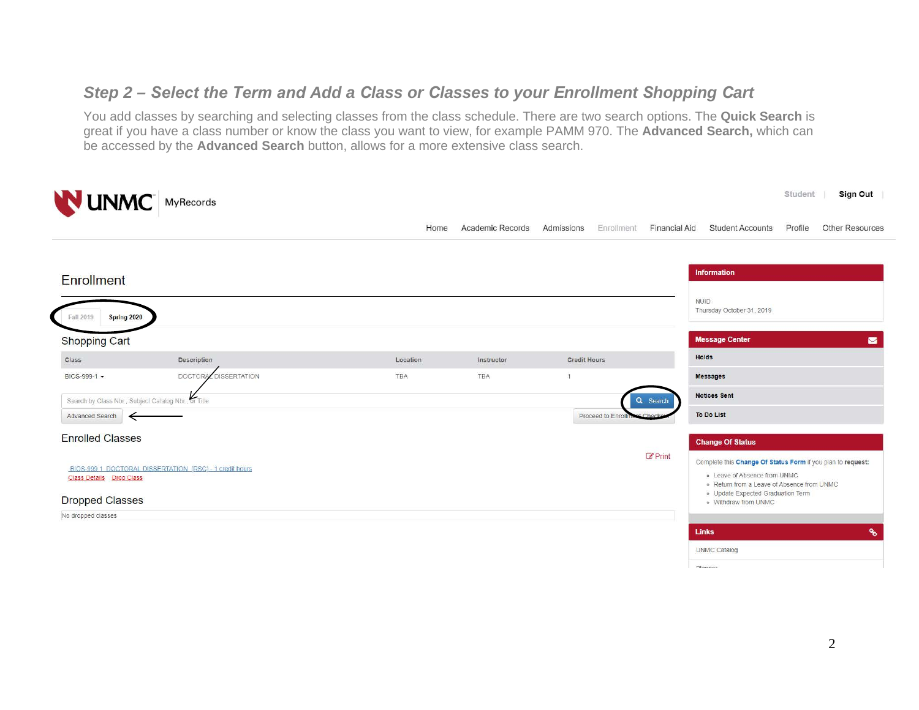### *Step 2 – Select the Term and Add a Class or Classes to your Enrollment Shopping Cart*

You add classes by searching and selecting classes from the class schedule. There are two search options. The **Quick Search** is great if you have a class number or know the class you want to view, for example PAMM 970. The **Advanced Search,** which can be accessed by the **Advanced Search** button, allows for a more extensive class search.

UNMC MyRecords

Student | Sign Out

Home | Academic Records | Admissions | Enrollment | Financial Aid | Student Accounts | Profile | Other Resources

## Enrollment

Fall 2019 | Spring 2020

### Shopping Cart

| Class | Description | Location | Instructor | Credit Hours |
|---|---|---|---|---|
| BIOS-999-1 | DOCTORAL DISSERTATION | TBA | TBA | 1 |

Search by Class Nbr., Subject Catalog Nbr., or Title — Search

Advanced Search — Proceed to Enrollment Checkout

### Enrolled Classes

Print

BIOS-999 1 DOCTORAL DISSERTATION (RSC) - 1 credit hours
Class Details Drop Class

### Dropped Classes

No dropped classes

**Information**

NUID
Thursday October 31, 2019

**Message Center**

- Holds
- Messages
- Notices Sent
- To Do List

**Change Of Status**

Complete this **Change Of Status Form** if you plan to **request:**

- Leave of Absence from UNMC
- Return from a Leave of Absence from UNMC
- Update Expected Graduation Term
- Withdraw from UNMC

**Links**

UNMC Catalog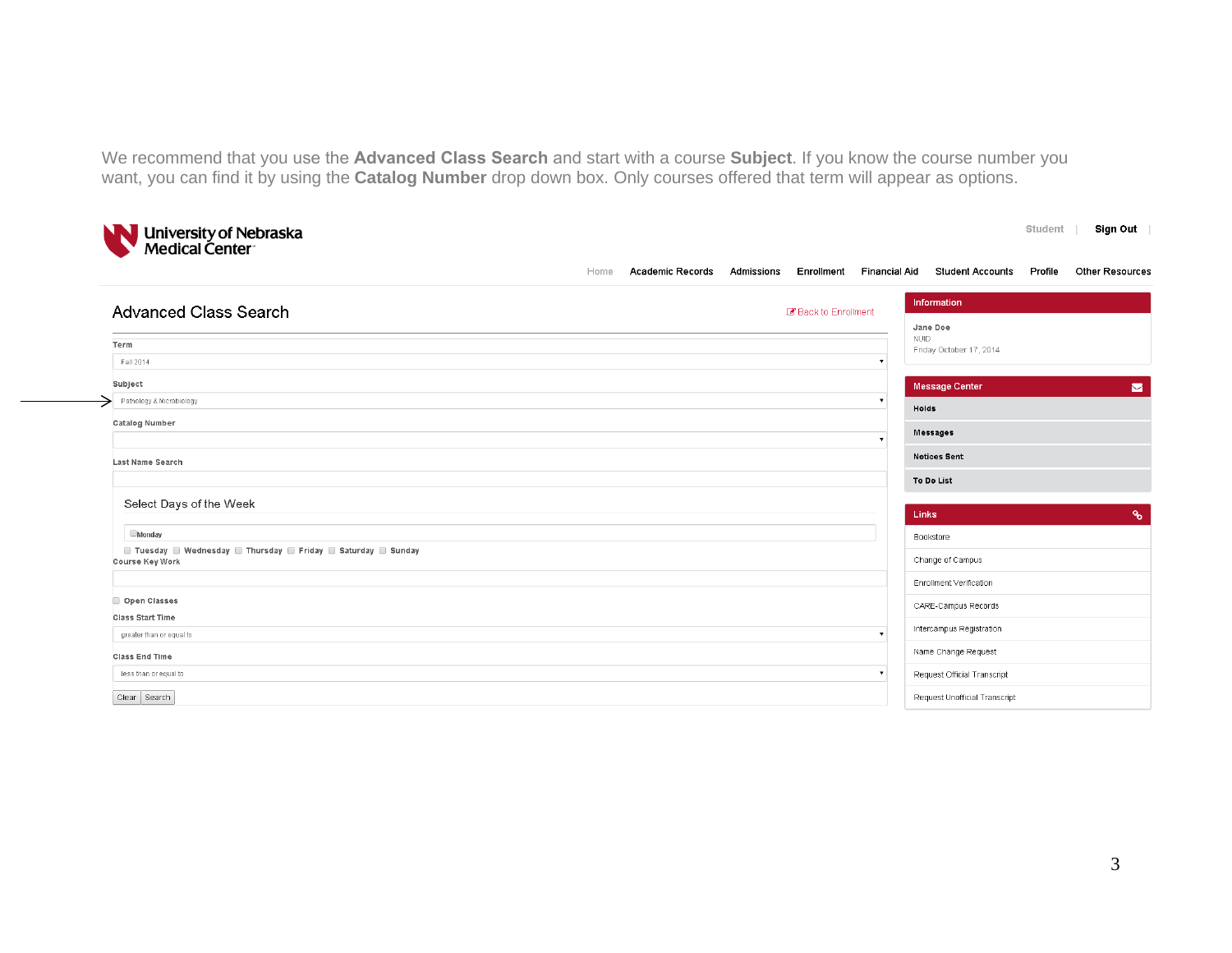We recommend that you use the **Advanced Class Search** and start with a course **Subject**. If you know the course number you want, you can find it by using the **Catalog Number** drop down box. Only courses offered that term will appear as options.

University of Nebraska Medical Center

Student | Sign Out |

Home | Academic Records | Admissions | Enrollment | Financial Aid | Student Accounts | Profile | Other Resources

## Advanced Class Search

Back to Enrollment

**Term**

Fall 2014

**Subject**

Pathology & Microbiology

**Catalog Number**

**Last Name Search**

Select Days of the Week

- Monday
- Tuesday
- Wednesday
- Thursday
- Friday
- Saturday
- Sunday

**Course Key Work**

- Open Classes

**Class Start Time**

greater than or equal to

**Class End Time**

less than or equal to

Clear | Search

**Information**

Jane Doe
NUID
Friday October 17, 2014

**Message Center**

- Holds
- Messages
- Notices Sent
- To Do List

**Links**

- Bookstore
- Change of Campus
- Enrollment Verification
- CARE-Campus Records
- Intercampus Registration
- Name Change Request
- Request Official Transcript
- Request Unofficial Transcript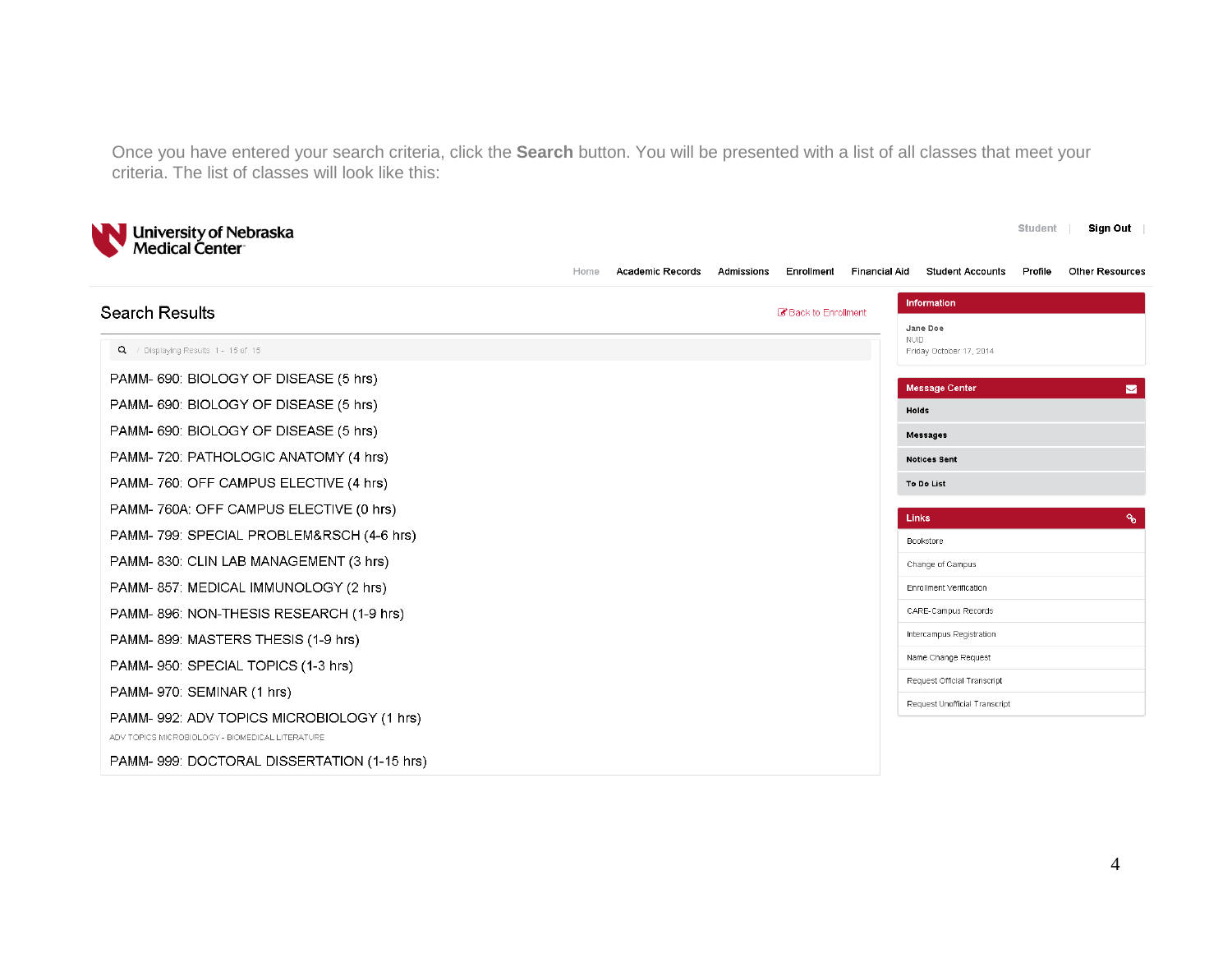Once you have entered your search criteria, click the **Search** button. You will be presented with a list of all classes that meet your criteria. The list of classes will look like this:

University of Nebraska Medical Center

Student | Sign Out |

Home Academic Records Admissions Enrollment Financial Aid Student Accounts Profile Other Resources

## Search Results

Back to Enrollment

Displaying Results 1 - 15 of 15

PAMM- 690: BIOLOGY OF DISEASE (5 hrs)

PAMM- 690: BIOLOGY OF DISEASE (5 hrs)

PAMM- 690: BIOLOGY OF DISEASE (5 hrs)

PAMM- 720: PATHOLOGIC ANATOMY (4 hrs)

PAMM- 760: OFF CAMPUS ELECTIVE (4 hrs)

PAMM- 760A: OFF CAMPUS ELECTIVE (0 hrs)

PAMM- 799: SPECIAL PROBLEM&RSCH (4-6 hrs)

PAMM- 830: CLIN LAB MANAGEMENT (3 hrs)

PAMM- 857: MEDICAL IMMUNOLOGY (2 hrs)

PAMM- 896: NON-THESIS RESEARCH (1-9 hrs)

PAMM- 899: MASTERS THESIS (1-9 hrs)

PAMM- 950: SPECIAL TOPICS (1-3 hrs)

PAMM- 970: SEMINAR (1 hrs)

PAMM- 992: ADV TOPICS MICROBIOLOGY (1 hrs)

ADV TOPICS MICROBIOLOGY - BIOMEDICAL LITERATURE

PAMM- 999: DOCTORAL DISSERTATION (1-15 hrs)

**Information**

Jane Doe
NUID
Friday October 17, 2014

**Message Center**

- Holds
- Messages
- Notices Sent
- To Do List

**Links**

- Bookstore
- Change of Campus
- Enrollment Verification
- CARE-Campus Records
- Intercampus Registration
- Name Change Request
- Request Official Transcript
- Request Unofficial Transcript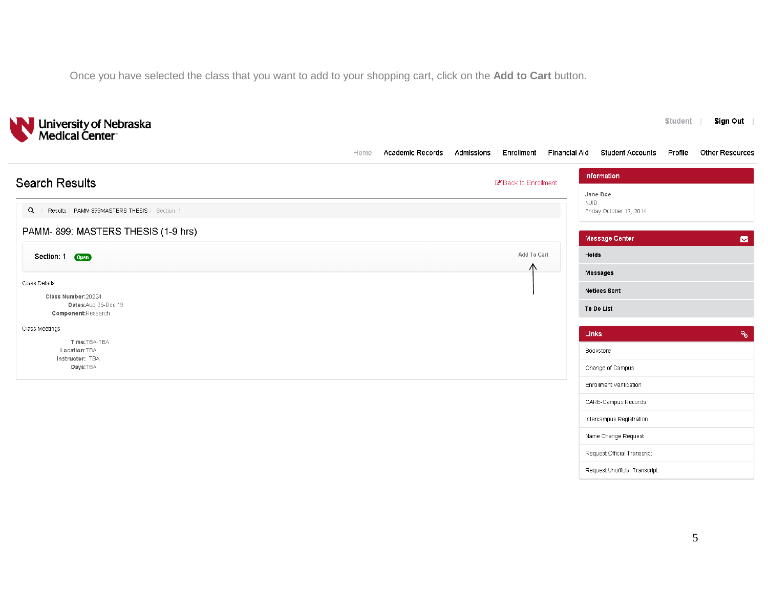Once you have selected the class that you want to add to your shopping cart, click on the **Add to Cart** button.

University of Nebraska Medical Center

Student | Sign Out |

Home Academic Records Admissions Enrollment Financial Aid Student Accounts Profile Other Resources

## Search Results

Back to Enrollment

Results / PAMM 899MASTERS THESIS / Section: 1

### PAMM- 899: MASTERS THESIS (1-9 hrs)

Section: 1 Open

Add To Cart

Class Details

**Class Number:** 20224
**Dates:** Aug 25-Dec 19
**Component:** Research

Class Meetings

**Time:** TBA-TBA
**Location:** TBA
**Instructor:** TBA
**Days:** TBA

**Information**

Jane Doe
NUID
Friday October 17, 2014

**Message Center**

- Holds
- Messages
- Notices Sent
- To Do List

**Links**

- Bookstore
- Change of Campus
- Enrollment Verification
- CARE-Campus Records
- Intercampus Registration
- Name Change Request
- Request Official Transcript
- Request Unofficial Transcript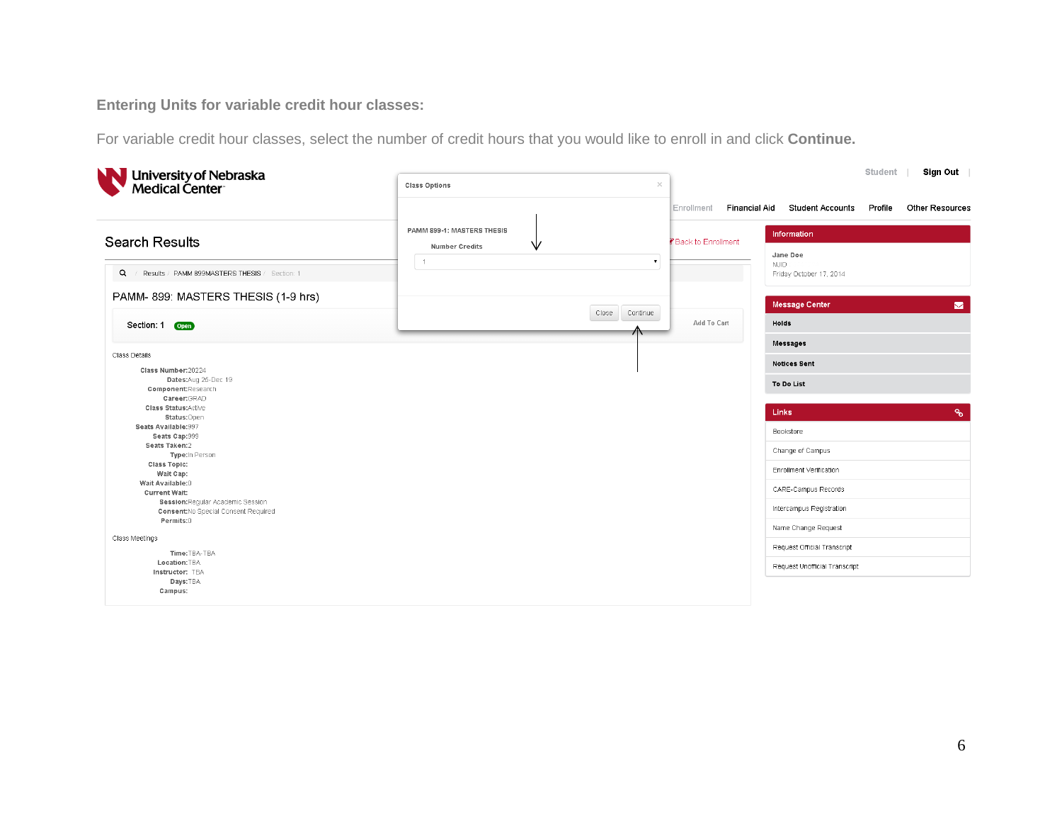**Entering Units for variable credit hour classes:**

For variable credit hour classes, select the number of credit hours that you would like to enroll in and click **Continue.**

University of Nebraska Medical Center

Student | Sign Out |

Enrollment Financial Aid Student Accounts Profile Other Resources

Class Options

PAMM 899-1: MASTERS THESIS

Number Credits

1

Close Continue

Search Results

Back to Enrollment

Results / PAMM 899MASTERS THESIS / Section: 1

PAMM- 899: MASTERS THESIS (1-9 hrs)

Section: 1 Open

Add To Cart

Class Details

**Class Number:** 20224
**Dates:** Aug 25-Dec 19
**Component:** Research
**Career:** GRAD
**Class Status:** Active
**Status:** Open
**Seats Available:** 997
**Seats Cap:** 999
**Seats Taken:** 2
**Type:** In Person
**Class Topic:**
**Wait Cap:**
**Wait Available:** 0
**Current Wait:**
**Session:** Regular Academic Session
**Consent:** No Special Consent Required
**Permits:** 0

Class Meetings

**Time:** TBA-TBA
**Location:** TBA
**Instructor:** TBA
**Days:** TBA
**Campus:**

Information

Jane Doe
NUID
Friday October 17, 2014

Message Center

- Holds
- Messages
- Notices Sent
- To Do List

Links

- Bookstore
- Change of Campus
- Enrollment Verification
- CARE-Campus Records
- Intercampus Registration
- Name Change Request
- Request Official Transcript
- Request Unofficial Transcript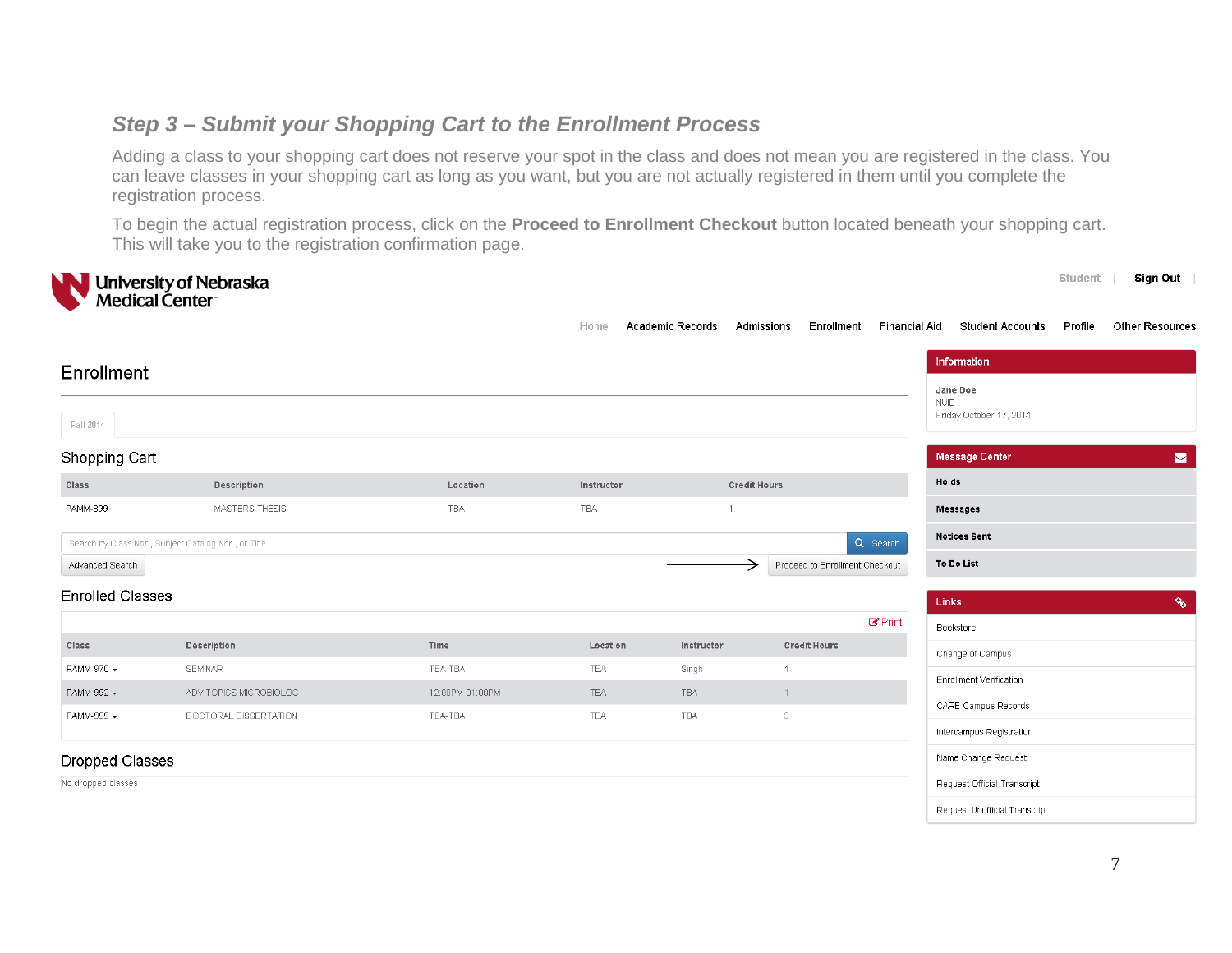### *Step 3 – Submit your Shopping Cart to the Enrollment Process*

Adding a class to your shopping cart does not reserve your spot in the class and does not mean you are registered in the class. You can leave classes in your shopping cart as long as you want, but you are not actually registered in them until you complete the registration process.

To begin the actual registration process, click on the **Proceed to Enrollment Checkout** button located beneath your shopping cart. This will take you to the registration confirmation page.

University of Nebraska Medical Center

Student | Sign Out |

Home Academic Records Admissions Enrollment Financial Aid Student Accounts Profile Other Resources

## Enrollment

Fall 2014

### Shopping Cart

| Class | Description | Location | Instructor | Credit Hours |
|---|---|---|---|---|
| PAMM-899 | MASTERS THESIS | TBA | TBA | 1 |

Search by Class Nbr., Subject Catalog Nbr., or Title | Search

Advanced Search

Proceed to Enrollment Checkout

### Enrolled Classes

Print

| Class | Description | Time | Location | Instructor | Credit Hours |
|---|---|---|---|---|---|
| PAMM-970 | SEMINAR | TBA-TBA | TBA | Singh | 1 |
| PAMM-992 | ADV TOPICS MICROBIOLOG | 12:00PM-01:00PM | TBA | TBA | 1 |
| PAMM-999 | DOCTORAL DISSERTATION | TBA-TBA | TBA | TBA | 3 |

### Dropped Classes

No dropped classes

**Information**

Jane Doe
NUID
Friday October 17, 2014

**Message Center**

- Holds
- Messages
- Notices Sent
- To Do List

**Links**

- Bookstore
- Change of Campus
- Enrollment Verification
- CARE-Campus Records
- Intercampus Registration
- Name Change Request
- Request Official Transcript
- Request Unofficial Transcript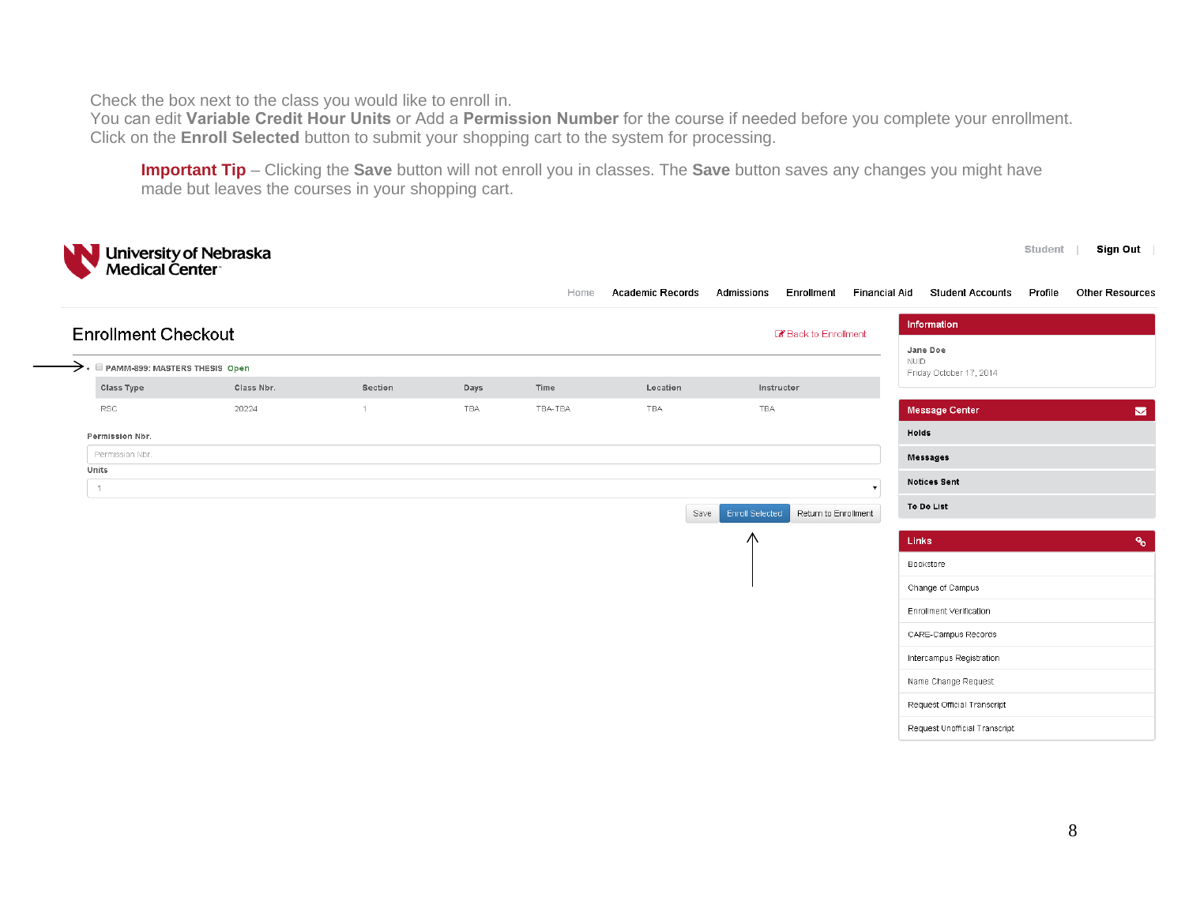Check the box next to the class you would like to enroll in.
You can edit **Variable Credit Hour Units** or Add a **Permission Number** for the course if needed before you complete your enrollment.
Click on the **Enroll Selected** button to submit your shopping cart to the system for processing.

> **Important Tip** – Clicking the **Save** button will not enroll you in classes. The **Save** button saves any changes you might have made but leaves the courses in your shopping cart.

University of Nebraska Medical Center

Student | Sign Out

Home | Academic Records | Admissions | Enrollment | Financial Aid | Student Accounts | Profile | Other Resources

## Enrollment Checkout

Back to Enrollment

- PAMM-899: MASTERS THESIS Open

| Class Type | Class Nbr. | Section | Days | Time | Location | Instructor |
|---|---|---|---|---|---|---|
| RSC | 20224 | 1 | TBA | TBA-TBA | TBA | TBA |

Permission Nbr.

Permission Nbr.

Units

1

Save | Enroll Selected | Return to Enrollment

**Information**

Jane Doe
NUID
Friday October 17, 2014

**Message Center**

- Holds
- Messages
- Notices Sent
- To Do List

**Links**

- Bookstore
- Change of Campus
- Enrollment Verification
- CARE-Campus Records
- Intercampus Registration
- Name Change Request
- Request Official Transcript
- Request Unofficial Transcript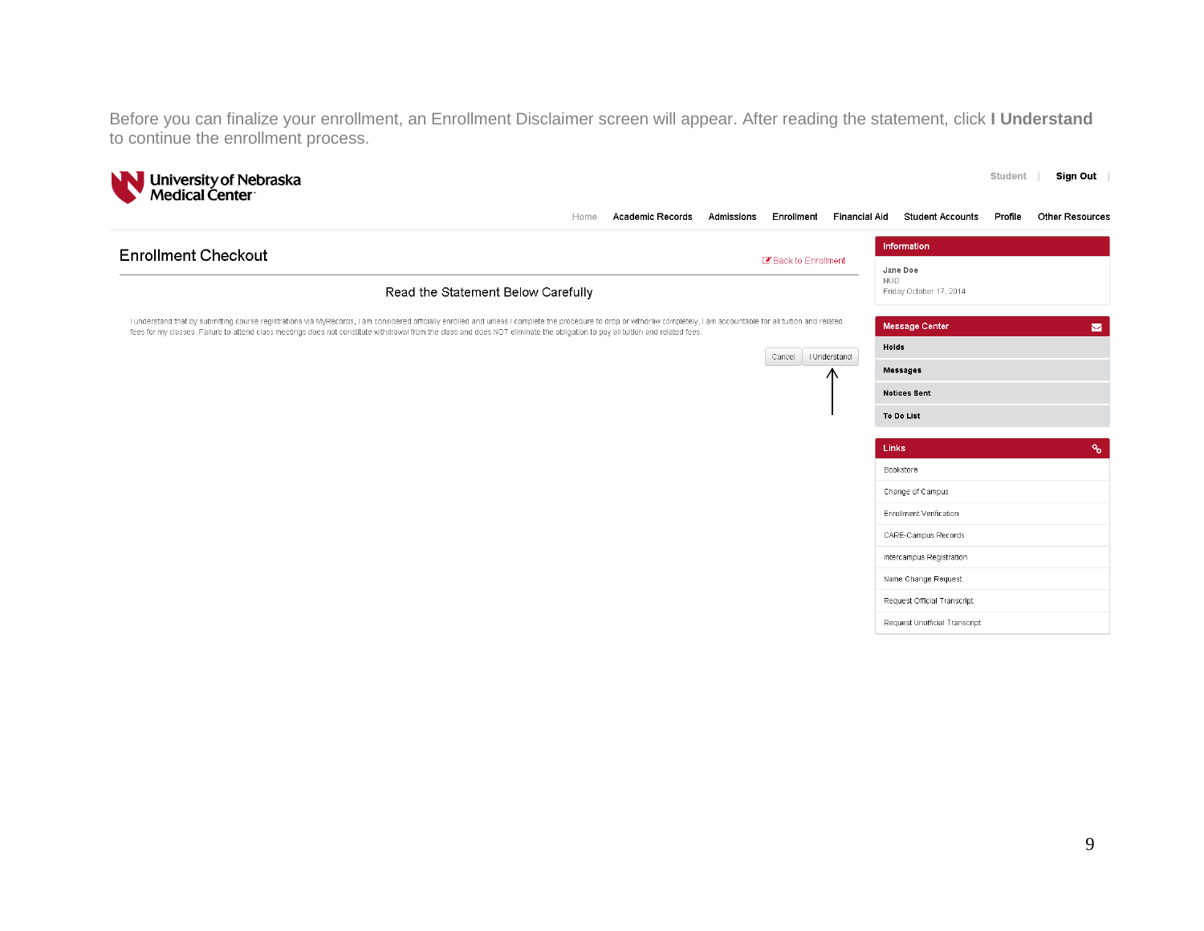Before you can finalize your enrollment, an Enrollment Disclaimer screen will appear. After reading the statement, click **I Understand** to continue the enrollment process.

University of Nebraska Medical Center

Student | **Sign Out** |

Home | Academic Records | Admissions | Enrollment | Financial Aid | Student Accounts | Profile | Other Resources

## Enrollment Checkout

Back to Enrollment

### Read the Statement Below Carefully

I understand that by submitting course registrations via MyRecords, I am considered officially enrolled and unless I complete the procedure to drop or withdraw completely, I am accountable for all tuition and related fees for my classes. Failure to attend class meetings does not constitute withdrawal from the class and does NOT eliminate the obligation to pay all tuition and related fees.

Cancel | I Understand

**Information**

Jane Doe
NUID
Friday October 17, 2014

**Message Center**

- Holds
- Messages
- Notices Sent
- To Do List

**Links**

- Bookstore
- Change of Campus
- Enrollment Verification
- CARE-Campus Records
- Intercampus Registration
- Name Change Request
- Request Official Transcript
- Request Unofficial Transcript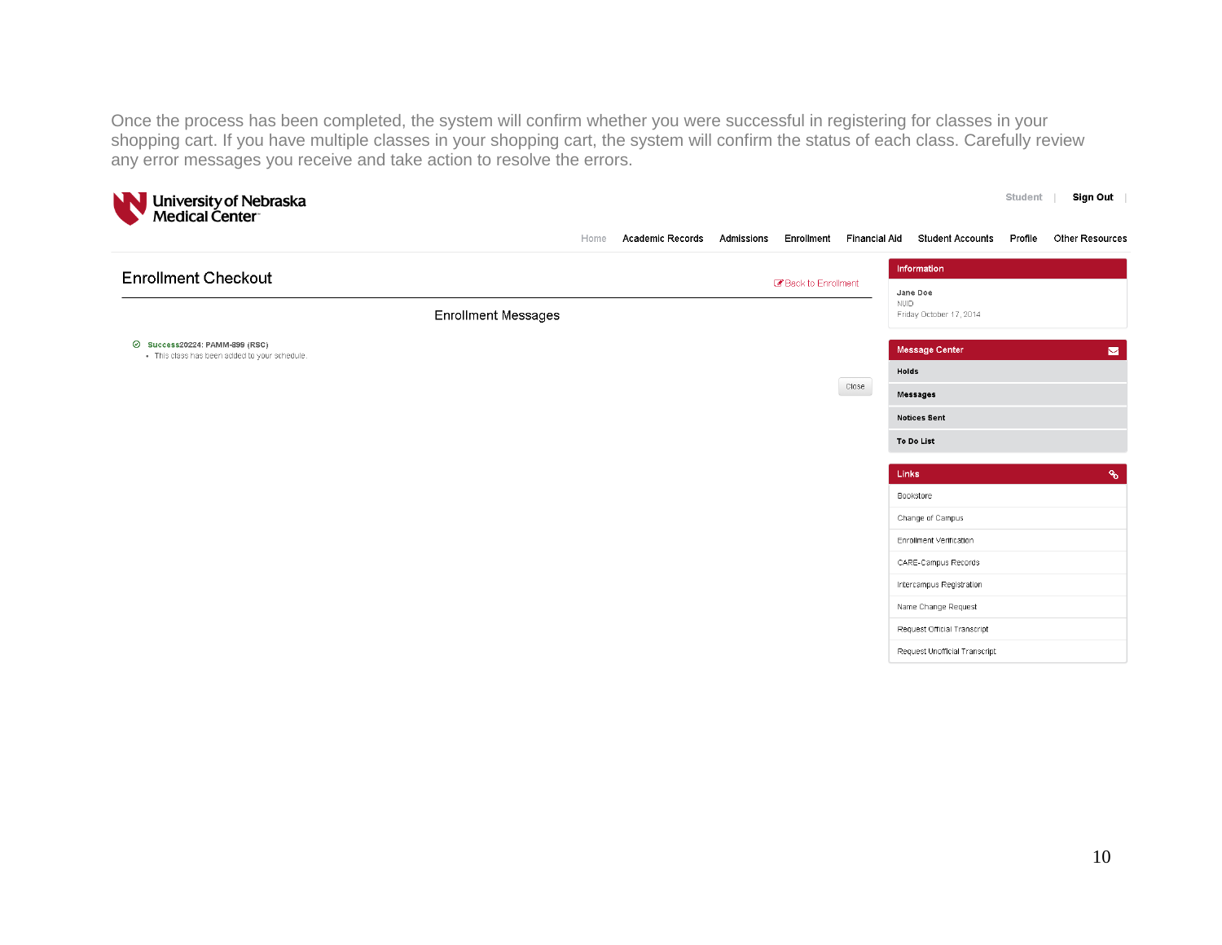Once the process has been completed, the system will confirm whether you were successful in registering for classes in your shopping cart. If you have multiple classes in your shopping cart, the system will confirm the status of each class. Carefully review any error messages you receive and take action to resolve the errors.

University of Nebraska Medical Center

Student | **Sign Out** |

Home | Academic Records | Admissions | Enrollment | Financial Aid | Student Accounts | Profile | Other Resources

## Enrollment Checkout

Back to Enrollment

### Enrollment Messages

**Success** 20224: PAMM-899 (RSC)

- This class has been added to your schedule.

Close

**Information**

Jane Doe
NUID
Friday October 17, 2014

**Message Center**

- Holds
- Messages
- Notices Sent
- To Do List

**Links**

- Bookstore
- Change of Campus
- Enrollment Verification
- CARE-Campus Records
- Intercampus Registration
- Name Change Request
- Request Official Transcript
- Request Unofficial Transcript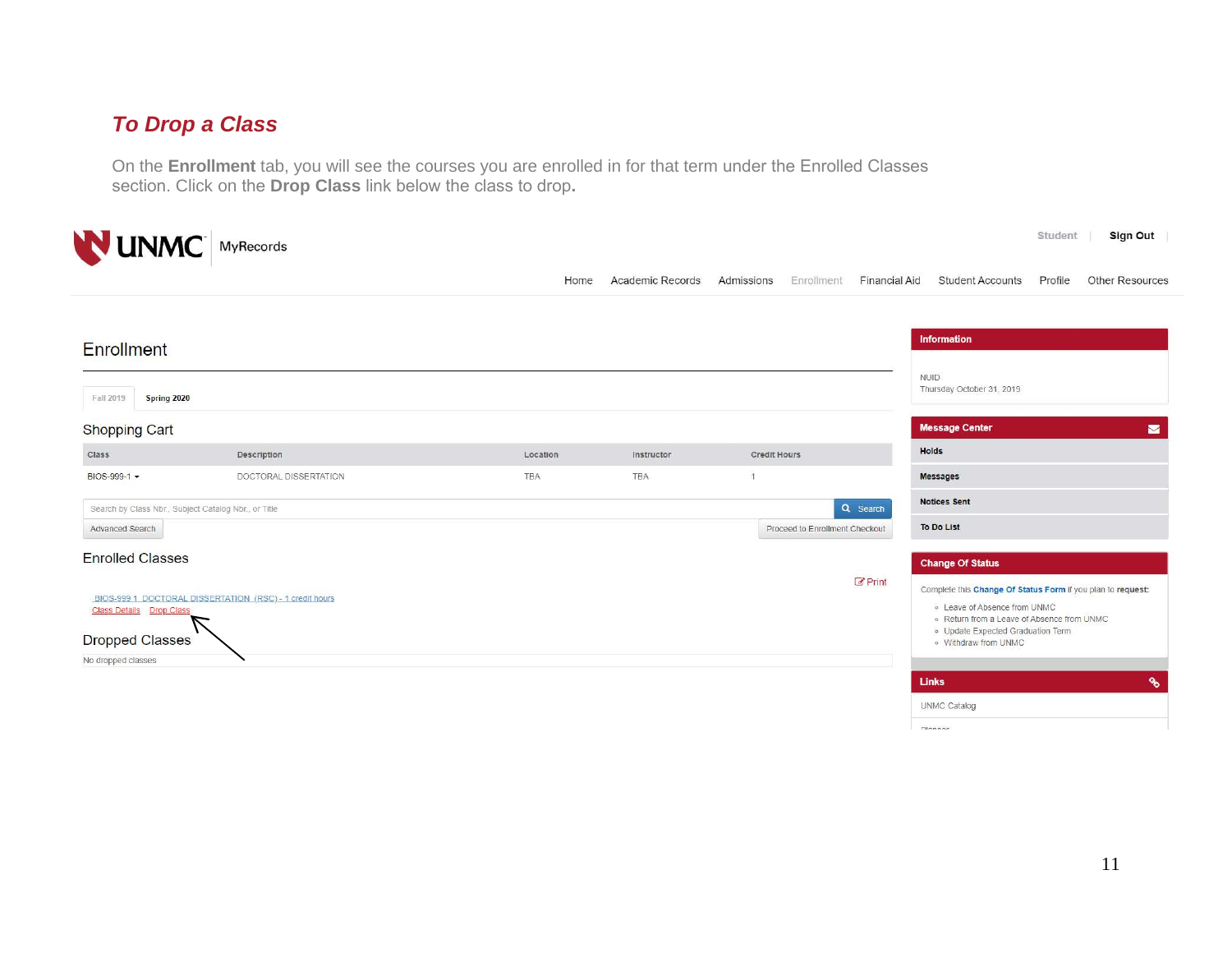## *To Drop a Class*

On the **Enrollment** tab, you will see the courses you are enrolled in for that term under the Enrolled Classes section. Click on the **Drop Class** link below the class to drop.

UNMC | MyRecords

Student | Sign Out

Home | Academic Records | Admissions | Enrollment | Financial Aid | Student Accounts | Profile | Other Resources

# Enrollment

Fall 2019 | Spring 2020

## Shopping Cart

| Class | Description | Location | Instructor | Credit Hours |
|---|---|---|---|---|
| BIOS-999-1 | DOCTORAL DISSERTATION | TBA | TBA | 1 |

Search by Class Nbr., Subject Catalog Nbr., or Title | Search

Advanced Search | Proceed to Enrollment Checkout

## Enrolled Classes

Print

BIOS-999 1 DOCTORAL DISSERTATION (RSC) - 1 credit hours

Class Details | Drop Class

## Dropped Classes

No dropped classes

**Information**

NUID

Thursday October 31, 2019

**Message Center**

- Holds
- Messages
- Notices Sent
- To Do List

**Change Of Status**

Complete this **Change Of Status Form** if you plan to **request**:

- Leave of Absence from UNMC
- Return from a Leave of Absence from UNMC
- Update Expected Graduation Term
- Withdraw from UNMC

**Links**

UNMC Catalog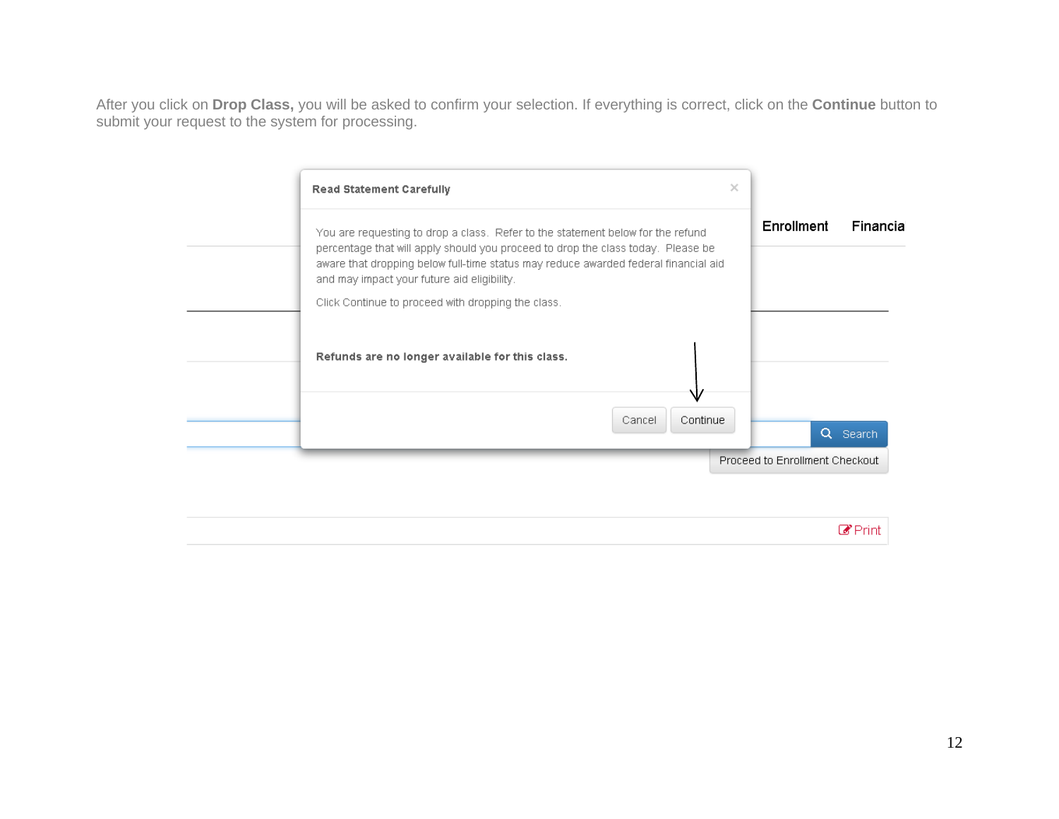After you click on **Drop Class,** you will be asked to confirm your selection. If everything is correct, click on the **Continue** button to submit your request to the system for processing.

**Read Statement Carefully**

You are requesting to drop a class. Refer to the statement below for the refund percentage that will apply should you proceed to drop the class today. Please be aware that dropping below full-time status may reduce awarded federal financial aid and may impact your future aid eligibility.

Click Continue to proceed with dropping the class.

**Refunds are no longer available for this class.**

Cancel | Continue

Enrollment | Financia

Search

Proceed to Enrollment Checkout

Print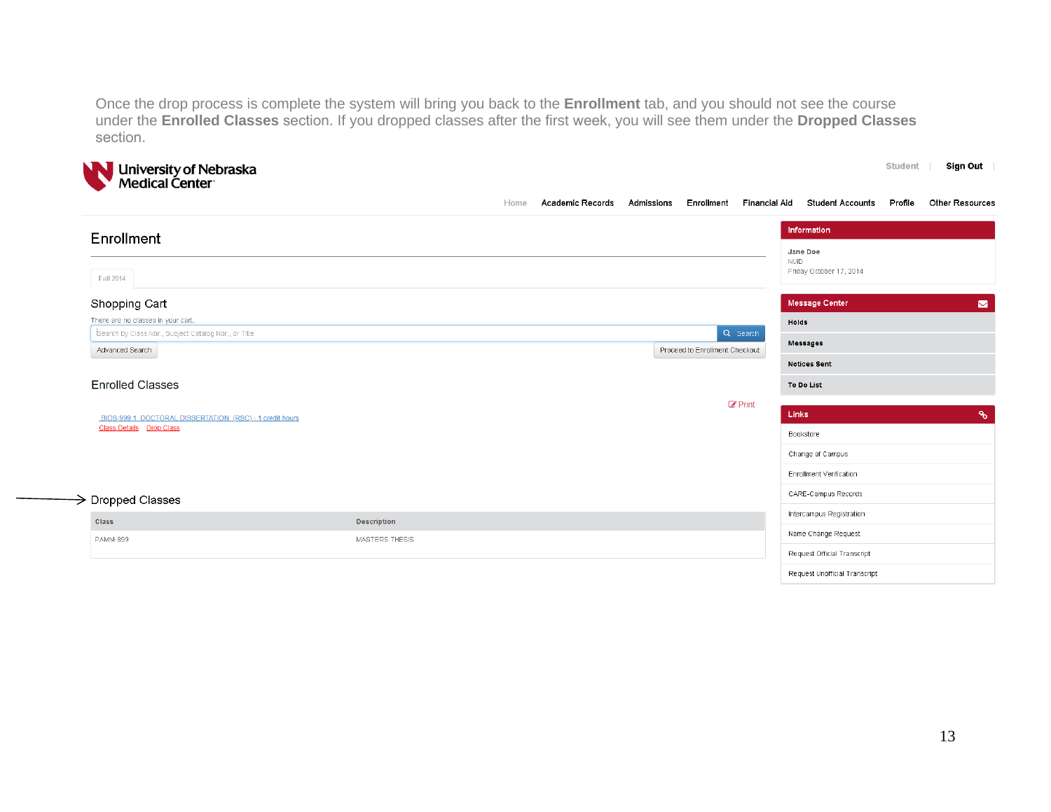Once the drop process is complete the system will bring you back to the **Enrollment** tab, and you should not see the course under the **Enrolled Classes** section. If you dropped classes after the first week, you will see them under the **Dropped Classes** section.

University of Nebraska Medical Center

Student | Sign Out |

Home | Academic Records | Admissions | Enrollment | Financial Aid | Student Accounts | Profile | Other Resources

## Enrollment

Fall 2014

### Shopping Cart

There are no classes in your cart.

Search by Class Nbr., Subject Catalog Nbr., or Title — Search

Advanced Search

Proceed to Enrollment Checkout

### Enrolled Classes

Print

BIOS 999 1 DOCTORAL DISSERTATION (RSC) - 1 credit hours

Class Details   Drop Class

### Dropped Classes

| Class | Description |
| --- | --- |
| PAMM-899 | MASTERS THESIS |

**Information**

Jane Doe
NUID
Friday October 17, 2014

**Message Center**

- Holds
- Messages
- Notices Sent
- To Do List

**Links**

- Bookstore
- Change of Campus
- Enrollment Verification
- CARE-Campus Records
- Intercampus Registration
- Name Change Request
- Request Official Transcript
- Request Unofficial Transcript